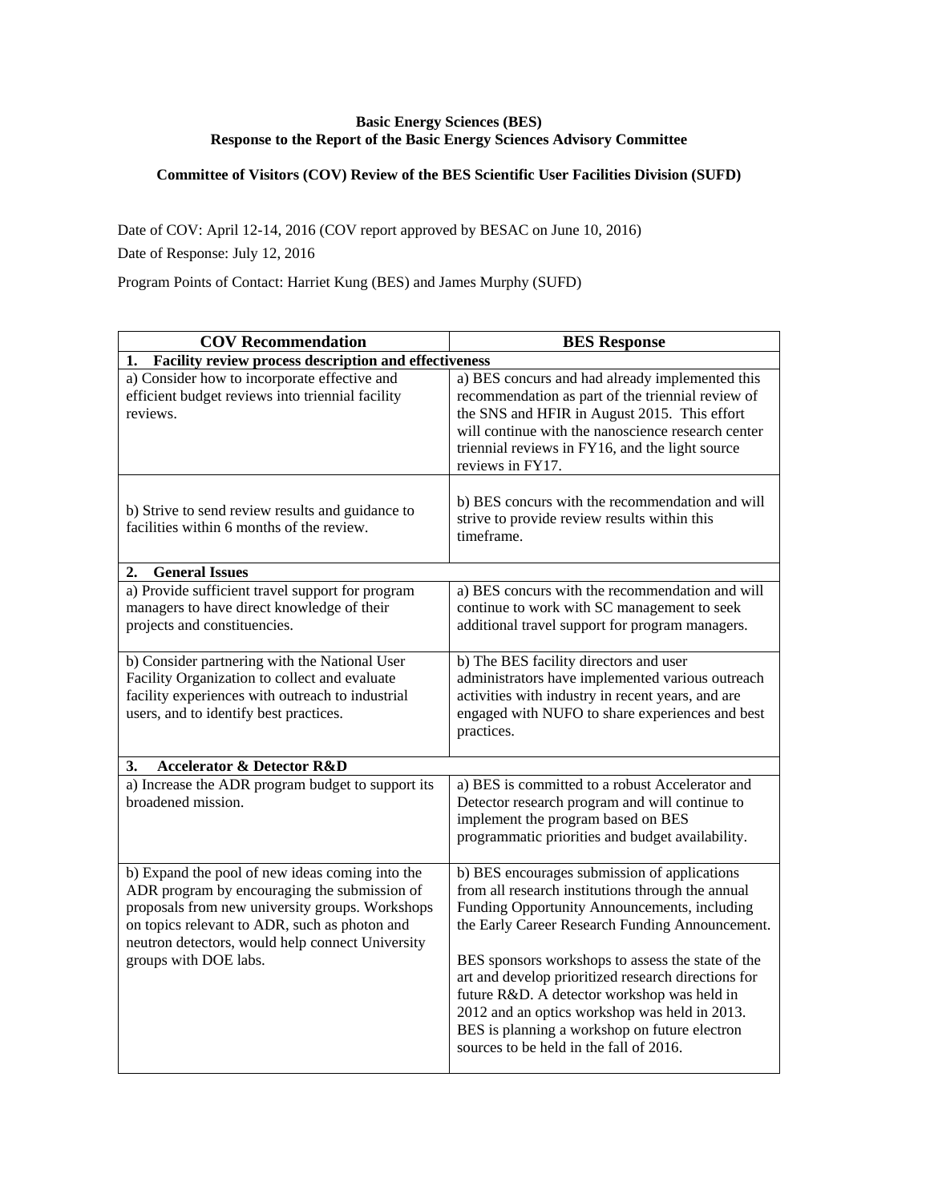**Basic Energy Sciences (BES)**
**Response to the Report of the Basic Energy Sciences Advisory Committee**

**Committee of Visitors (COV) Review of the BES Scientific User Facilities Division (SUFD)**

Date of COV: April 12-14, 2016 (COV report approved by BESAC on June 10, 2016)

Date of Response: July 12, 2016

Program Points of Contact: Harriet Kung (BES) and James Murphy (SUFD)

| COV Recommendation | BES Response |
| --- | --- |
| **1. Facility review process description and effectiveness** | |
| a) Consider how to incorporate effective and efficient budget reviews into triennial facility reviews. | a) BES concurs and had already implemented this recommendation as part of the triennial review of the SNS and HFIR in August 2015. This effort will continue with the nanoscience research center triennial reviews in FY16, and the light source reviews in FY17. |
| b) Strive to send review results and guidance to facilities within 6 months of the review. | b) BES concurs with the recommendation and will strive to provide review results within this timeframe. |
| **2. General Issues** | |
| a) Provide sufficient travel support for program managers to have direct knowledge of their projects and constituencies. | a) BES concurs with the recommendation and will continue to work with SC management to seek additional travel support for program managers. |
| b) Consider partnering with the National User Facility Organization to collect and evaluate facility experiences with outreach to industrial users, and to identify best practices. | b) The BES facility directors and user administrators have implemented various outreach activities with industry in recent years, and are engaged with NUFO to share experiences and best practices. |
| **3. Accelerator & Detector R&D** | |
| a) Increase the ADR program budget to support its broadened mission. | a) BES is committed to a robust Accelerator and Detector research program and will continue to implement the program based on BES programmatic priorities and budget availability. |
| b) Expand the pool of new ideas coming into the ADR program by encouraging the submission of proposals from new university groups. Workshops on topics relevant to ADR, such as photon and neutron detectors, would help connect University groups with DOE labs. | b) BES encourages submission of applications from all research institutions through the annual Funding Opportunity Announcements, including the Early Career Research Funding Announcement.<br><br>BES sponsors workshops to assess the state of the art and develop prioritized research directions for future R&D. A detector workshop was held in 2012 and an optics workshop was held in 2013. BES is planning a workshop on future electron sources to be held in the fall of 2016. |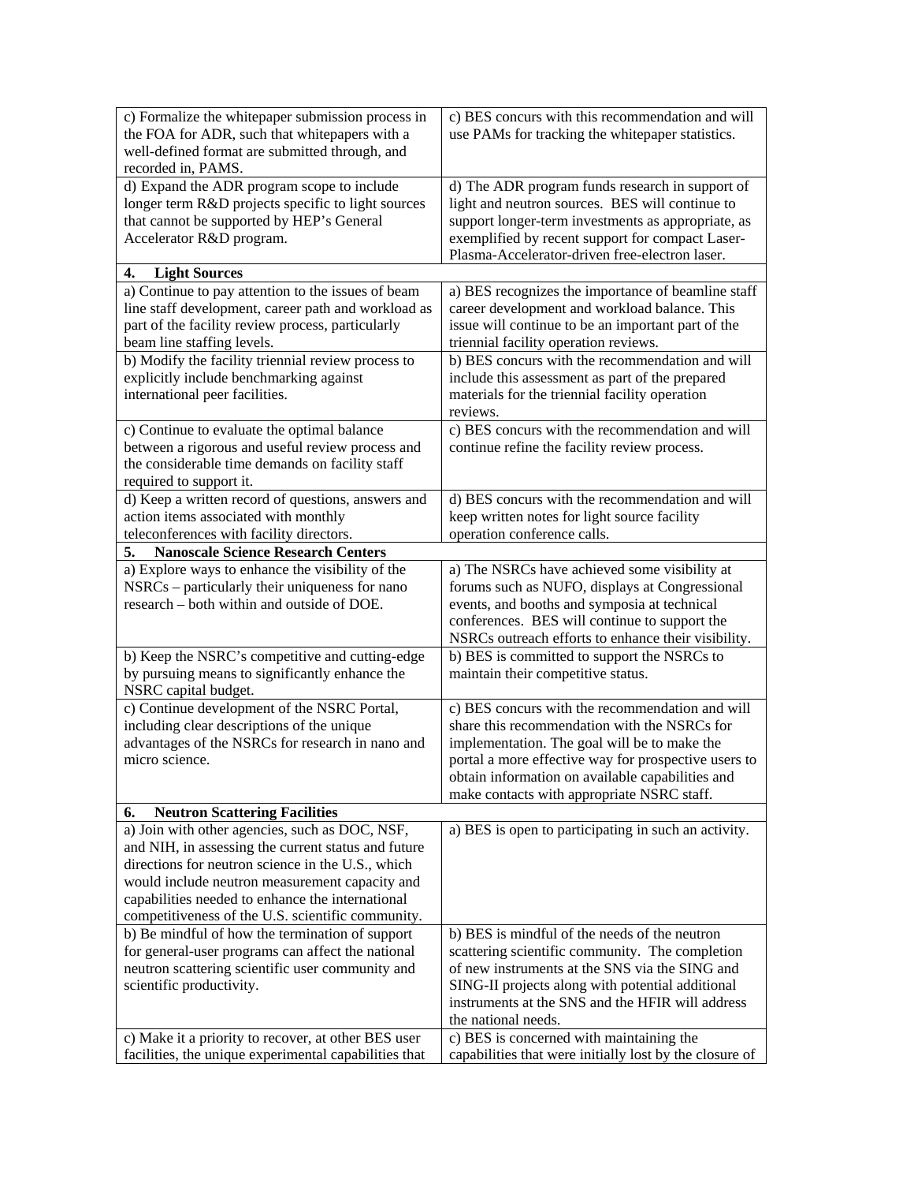| | |
|---|---|
| c) Formalize the whitepaper submission process in the FOA for ADR, such that whitepapers with a well-defined format are submitted through, and recorded in, PAMS. | c) BES concurs with this recommendation and will use PAMs for tracking the whitepaper statistics. |
| d) Expand the ADR program scope to include longer term R&D projects specific to light sources that cannot be supported by HEP's General Accelerator R&D program. | d) The ADR program funds research in support of light and neutron sources. BES will continue to support longer-term investments as appropriate, as exemplified by recent support for compact Laser-Plasma-Accelerator-driven free-electron laser. |
| **4. Light Sources** | |
| a) Continue to pay attention to the issues of beam line staff development, career path and workload as part of the facility review process, particularly beam line staffing levels. | a) BES recognizes the importance of beamline staff career development and workload balance. This issue will continue to be an important part of the triennial facility operation reviews. |
| b) Modify the facility triennial review process to explicitly include benchmarking against international peer facilities. | b) BES concurs with the recommendation and will include this assessment as part of the prepared materials for the triennial facility operation reviews. |
| c) Continue to evaluate the optimal balance between a rigorous and useful review process and the considerable time demands on facility staff required to support it. | c) BES concurs with the recommendation and will continue refine the facility review process. |
| d) Keep a written record of questions, answers and action items associated with monthly teleconferences with facility directors. | d) BES concurs with the recommendation and will keep written notes for light source facility operation conference calls. |
| **5. Nanoscale Science Research Centers** | |
| a) Explore ways to enhance the visibility of the NSRCs – particularly their uniqueness for nano research – both within and outside of DOE. | a) The NSRCs have achieved some visibility at forums such as NUFO, displays at Congressional events, and booths and symposia at technical conferences. BES will continue to support the NSRCs outreach efforts to enhance their visibility. |
| b) Keep the NSRC's competitive and cutting-edge by pursuing means to significantly enhance the NSRC capital budget. | b) BES is committed to support the NSRCs to maintain their competitive status. |
| c) Continue development of the NSRC Portal, including clear descriptions of the unique advantages of the NSRCs for research in nano and micro science. | c) BES concurs with the recommendation and will share this recommendation with the NSRCs for implementation. The goal will be to make the portal a more effective way for prospective users to obtain information on available capabilities and make contacts with appropriate NSRC staff. |
| **6. Neutron Scattering Facilities** | |
| a) Join with other agencies, such as DOC, NSF, and NIH, in assessing the current status and future directions for neutron science in the U.S., which would include neutron measurement capacity and capabilities needed to enhance the international competitiveness of the U.S. scientific community. | a) BES is open to participating in such an activity. |
| b) Be mindful of how the termination of support for general-user programs can affect the national neutron scattering scientific user community and scientific productivity. | b) BES is mindful of the needs of the neutron scattering scientific community. The completion of new instruments at the SNS via the SING and SING-II projects along with potential additional instruments at the SNS and the HFIR will address the national needs. |
| c) Make it a priority to recover, at other BES user facilities, the unique experimental capabilities that | c) BES is concerned with maintaining the capabilities that were initially lost by the closure of |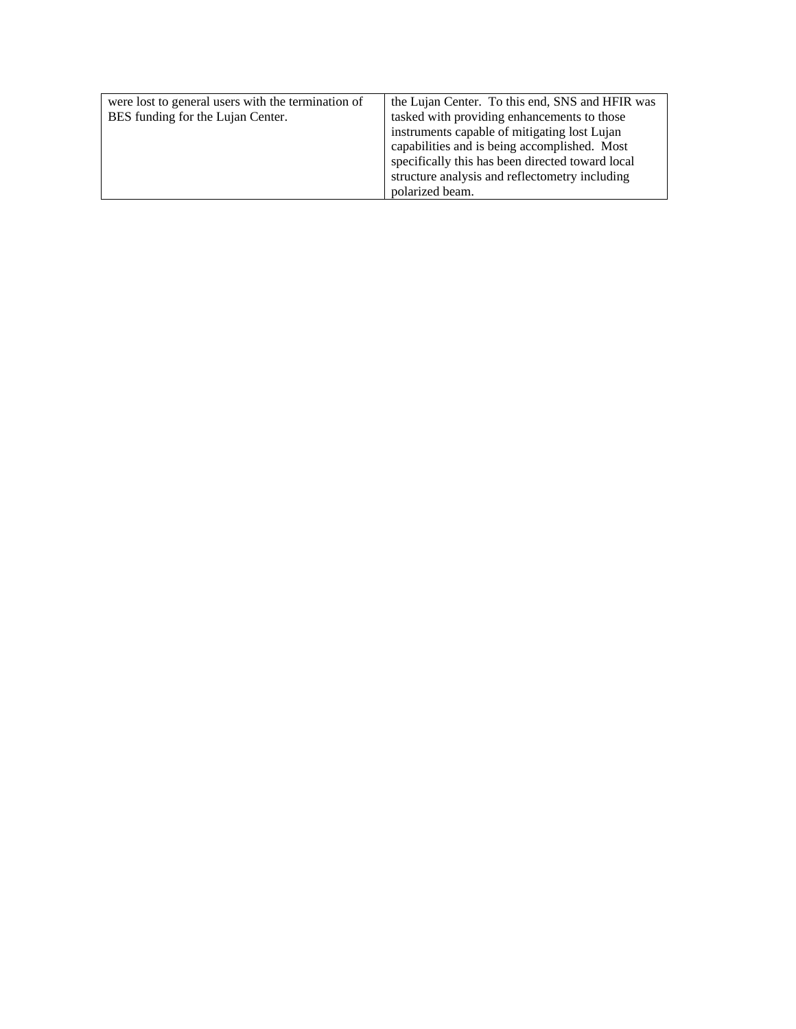| | |
|---|---|
| were lost to general users with the termination of BES funding for the Lujan Center. | the Lujan Center. To this end, SNS and HFIR was tasked with providing enhancements to those instruments capable of mitigating lost Lujan capabilities and is being accomplished. Most specifically this has been directed toward local structure analysis and reflectometry including polarized beam. |